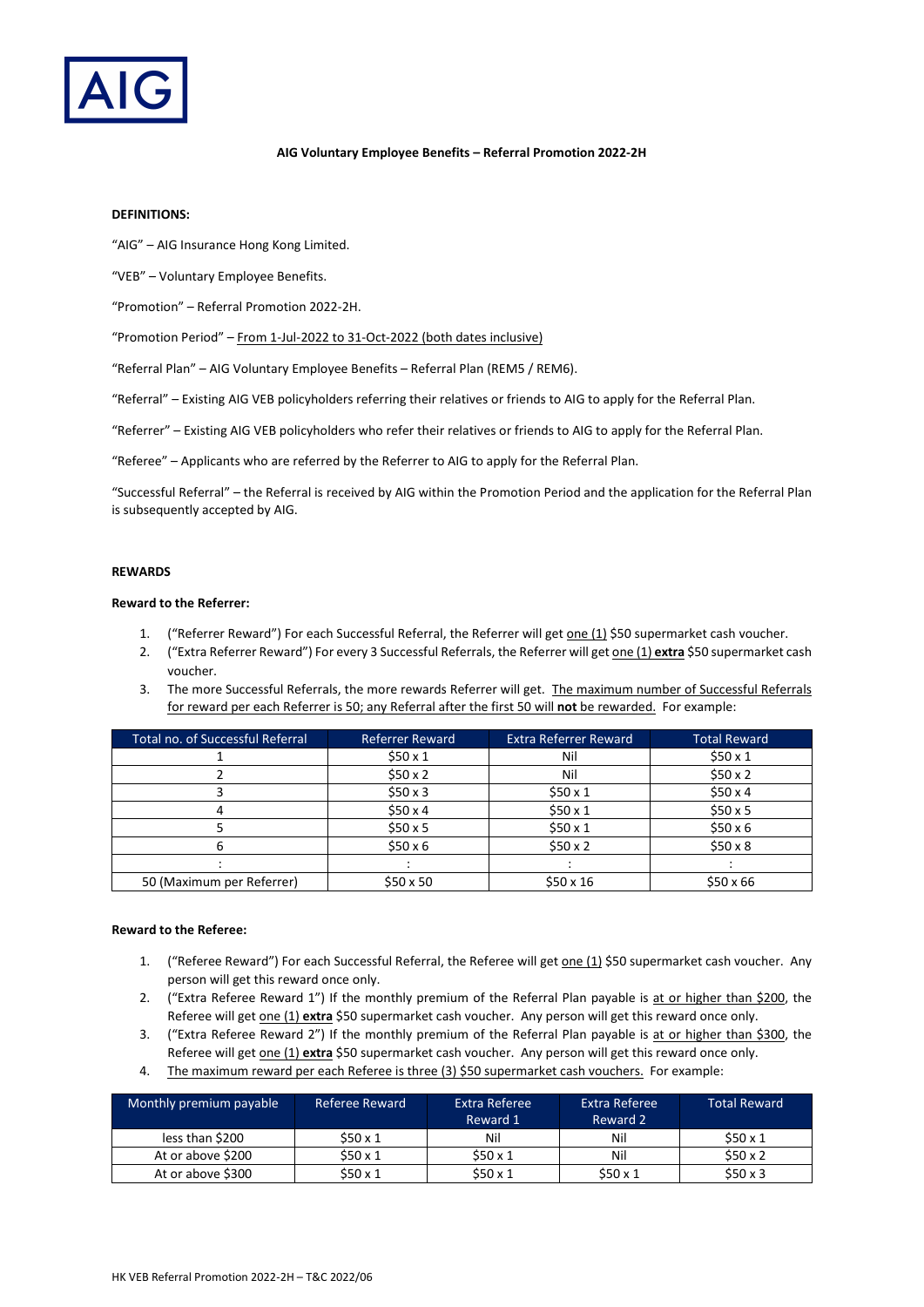**AIG Voluntary Employee Benefits – Referral Promotion 2022-2H**

**DEFINITIONS:**

"AIG" – AIG Insurance Hong Kong Limited.

"VEB" – Voluntary Employee Benefits.

"Promotion" – Referral Promotion 2022-2H.

"Promotion Period" – From 1-Jul-2022 to 31-Oct-2022 (both dates inclusive)

"Referral Plan" – AIG Voluntary Employee Benefits – Referral Plan (REM5 / REM6).

"Referral" – Existing AIG VEB policyholders referring their relatives or friends to AIG to apply for the Referral Plan.

"Referrer" – Existing AIG VEB policyholders who refer their relatives or friends to AIG to apply for the Referral Plan.

"Referee" – Applicants who are referred by the Referrer to AIG to apply for the Referral Plan.

"Successful Referral" – the Referral is received by AIG within the Promotion Period and the application for the Referral Plan is subsequently accepted by AIG.

**REWARDS**

**Reward to the Referrer:**

1. ("Referrer Reward") For each Successful Referral, the Referrer will get one (1) $50 supermarket cash voucher.
2. ("Extra Referrer Reward") For every 3 Successful Referrals, the Referrer will get one (1) **extra** $50 supermarket cash voucher.
3. The more Successful Referrals, the more rewards Referrer will get. The maximum number of Successful Referrals for reward per each Referrer is 50; any Referral after the first 50 will **not** be rewarded. For example:

| Total no. of Successful Referral | Referrer Reward | Extra Referrer Reward | Total Reward |
|---|---|---|---|
| 1 | $50 x 1 | Nil | $50 x 1 |
| 2 | $50 x 2 | Nil | $50 x 2 |
| 3 | $50 x 3 | $50 x 1 | $50 x 4 |
| 4 | $50 x 4 | $50 x 1 | $50 x 5 |
| 5 | $50 x 5 | $50 x 1 | $50 x 6 |
| 6 | $50 x 6 | $50 x 2 | $50 x 8 |
| : | : | : | : |
| 50 (Maximum per Referrer) | $50 x 50 | $50 x 16 | $50 x 66 |

**Reward to the Referee:**

1. ("Referee Reward") For each Successful Referral, the Referee will get one (1) $50 supermarket cash voucher. Any person will get this reward once only.
2. ("Extra Referee Reward 1") If the monthly premium of the Referral Plan payable is at or higher than $200, the Referee will get one (1) **extra** $50 supermarket cash voucher. Any person will get this reward once only.
3. ("Extra Referee Reward 2") If the monthly premium of the Referral Plan payable is at or higher than $300, the Referee will get one (1) **extra** $50 supermarket cash voucher. Any person will get this reward once only.
4. The maximum reward per each Referee is three (3) $50 supermarket cash vouchers. For example:

| Monthly premium payable | Referee Reward | Extra Referee Reward 1 | Extra Referee Reward 2 | Total Reward |
|---|---|---|---|---|
| less than $200 | $50 x 1 | Nil | Nil | $50 x 1 |
| At or above $200 | $50 x 1 | $50 x 1 | Nil | $50 x 2 |
| At or above $300 | $50 x 1 | $50 x 1 | $50 x 1 | $50 x 3 |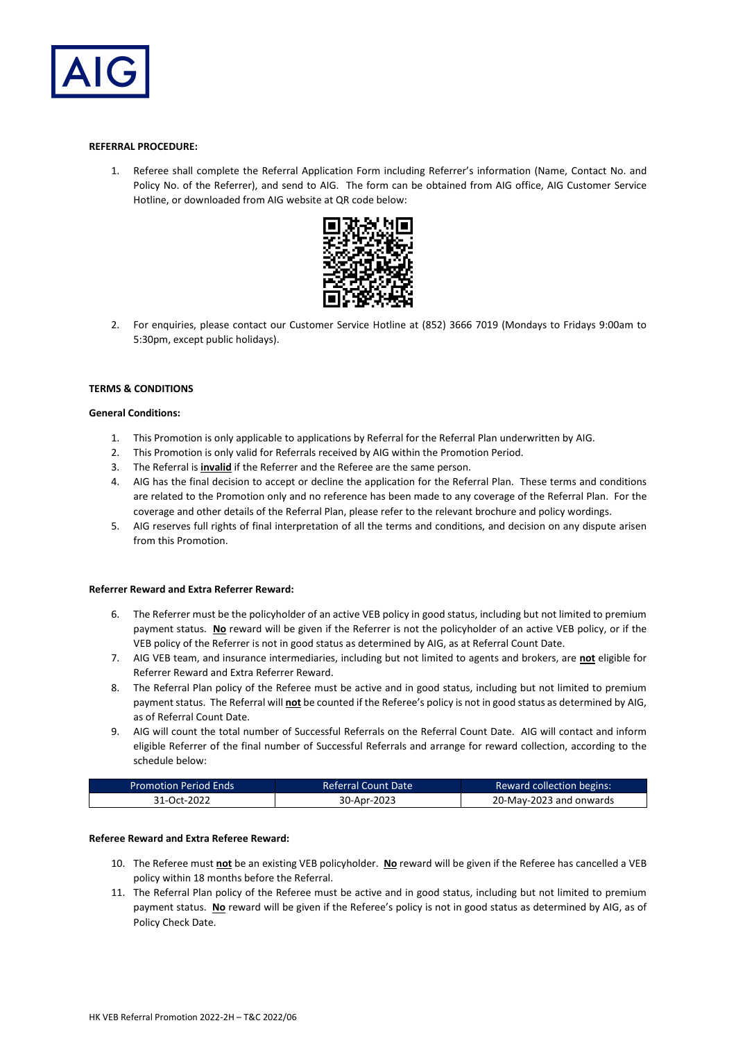**REFERRAL PROCEDURE:**

1. Referee shall complete the Referral Application Form including Referrer's information (Name, Contact No. and Policy No. of the Referrer), and send to AIG. The form can be obtained from AIG office, AIG Customer Service Hotline, or downloaded from AIG website at QR code below:
2. For enquiries, please contact our Customer Service Hotline at (852) 3666 7019 (Mondays to Fridays 9:00am to 5:30pm, except public holidays).

**TERMS & CONDITIONS**

**General Conditions:**

1. This Promotion is only applicable to applications by Referral for the Referral Plan underwritten by AIG.
2. This Promotion is only valid for Referrals received by AIG within the Promotion Period.
3. The Referral is **invalid** if the Referrer and the Referee are the same person.
4. AIG has the final decision to accept or decline the application for the Referral Plan. These terms and conditions are related to the Promotion only and no reference has been made to any coverage of the Referral Plan. For the coverage and other details of the Referral Plan, please refer to the relevant brochure and policy wordings.
5. AIG reserves full rights of final interpretation of all the terms and conditions, and decision on any dispute arisen from this Promotion.

**Referrer Reward and Extra Referrer Reward:**

6. The Referrer must be the policyholder of an active VEB policy in good status, including but not limited to premium payment status. **No** reward will be given if the Referrer is not the policyholder of an active VEB policy, or if the VEB policy of the Referrer is not in good status as determined by AIG, as at Referral Count Date.
7. AIG VEB team, and insurance intermediaries, including but not limited to agents and brokers, are **not** eligible for Referrer Reward and Extra Referrer Reward.
8. The Referral Plan policy of the Referee must be active and in good status, including but not limited to premium payment status. The Referral will **not** be counted if the Referee's policy is not in good status as determined by AIG, as of Referral Count Date.
9. AIG will count the total number of Successful Referrals on the Referral Count Date. AIG will contact and inform eligible Referrer of the final number of Successful Referrals and arrange for reward collection, according to the schedule below:

| Promotion Period Ends | Referral Count Date | Reward collection begins: |
|---|---|---|
| 31-Oct-2022 | 30-Apr-2023 | 20-May-2023 and onwards |

**Referee Reward and Extra Referee Reward:**

10. The Referee must **not** be an existing VEB policyholder. **No** reward will be given if the Referee has cancelled a VEB policy within 18 months before the Referral.
11. The Referral Plan policy of the Referee must be active and in good status, including but not limited to premium payment status. **No** reward will be given if the Referee's policy is not in good status as determined by AIG, as of Policy Check Date.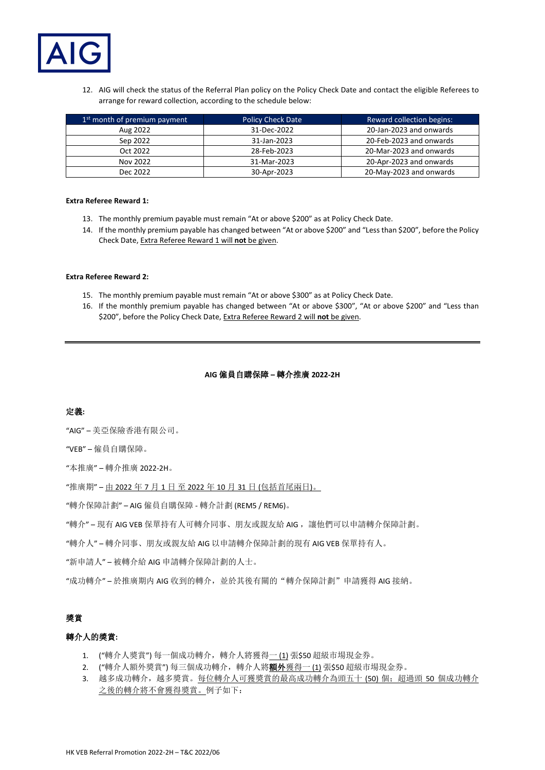12. AIG will check the status of the Referral Plan policy on the Policy Check Date and contact the eligible Referees to arrange for reward collection, according to the schedule below:

| 1st month of premium payment | Policy Check Date | Reward collection begins: |
|---|---|---|
| Aug 2022 | 31-Dec-2022 | 20-Jan-2023 and onwards |
| Sep 2022 | 31-Jan-2023 | 20-Feb-2023 and onwards |
| Oct 2022 | 28-Feb-2023 | 20-Mar-2023 and onwards |
| Nov 2022 | 31-Mar-2023 | 20-Apr-2023 and onwards |
| Dec 2022 | 30-Apr-2023 | 20-May-2023 and onwards |

**Extra Referee Reward 1:**

13. The monthly premium payable must remain "At or above $200" as at Policy Check Date.
14. If the monthly premium payable has changed between "At or above $200" and "Less than $200", before the Policy Check Date, Extra Referee Reward 1 will **not** be given.

**Extra Referee Reward 2:**

15. The monthly premium payable must remain "At or above $300" as at Policy Check Date.
16. If the monthly premium payable has changed between "At or above $300", "At or above $200" and "Less than $200", before the Policy Check Date, Extra Referee Reward 2 will **not** be given.

---

**AIG 僱員自購保障 – 轉介推廣 2022-2H**

**定義:**

"AIG" – 美亞保險香港有限公司。

"VEB" – 僱員自購保障。

"本推廣" – 轉介推廣 2022-2H。

"推廣期" – 由 2022 年 7 月 1 日 至 2022 年 10 月 31 日 (包括首尾兩日)。

"轉介保障計劃" – AIG 僱員自購保障 - 轉介計劃 (REM5 / REM6)。

"轉介" – 現有 AIG VEB 保單持有人可轉介同事、朋友或親友給 AIG， 讓他們可以申請轉介保障計劃。

"轉介人" – 轉介同事、朋友或親友給 AIG 以申請轉介保障計劃的現有 AIG VEB 保單持有人。

"新申請人" – 被轉介給 AIG 申請轉介保障計劃的人士。

"成功轉介" – 於推廣期內 AIG 收到的轉介，並於其後有關的"轉介保障計劃"申請獲得 AIG 接納。

**獎賞**

**轉介人的獎賞:**

1. ("轉介人獎賞") 每一個成功轉介，轉介人將獲得一 (1) 張$50 超級市場現金券。
2. ("轉介人額外獎賞") 每三個成功轉介， 轉介人將**額外**獲得一 (1) 張$50 超級市場現金券。
3. 越多成功轉介，越多獎賞。每位轉介人可獲獎賞的最高成功轉介為頭五十 (50) 個；超過頭 50 個成功轉介之後的轉介將不會獲得獎賞。例子如下：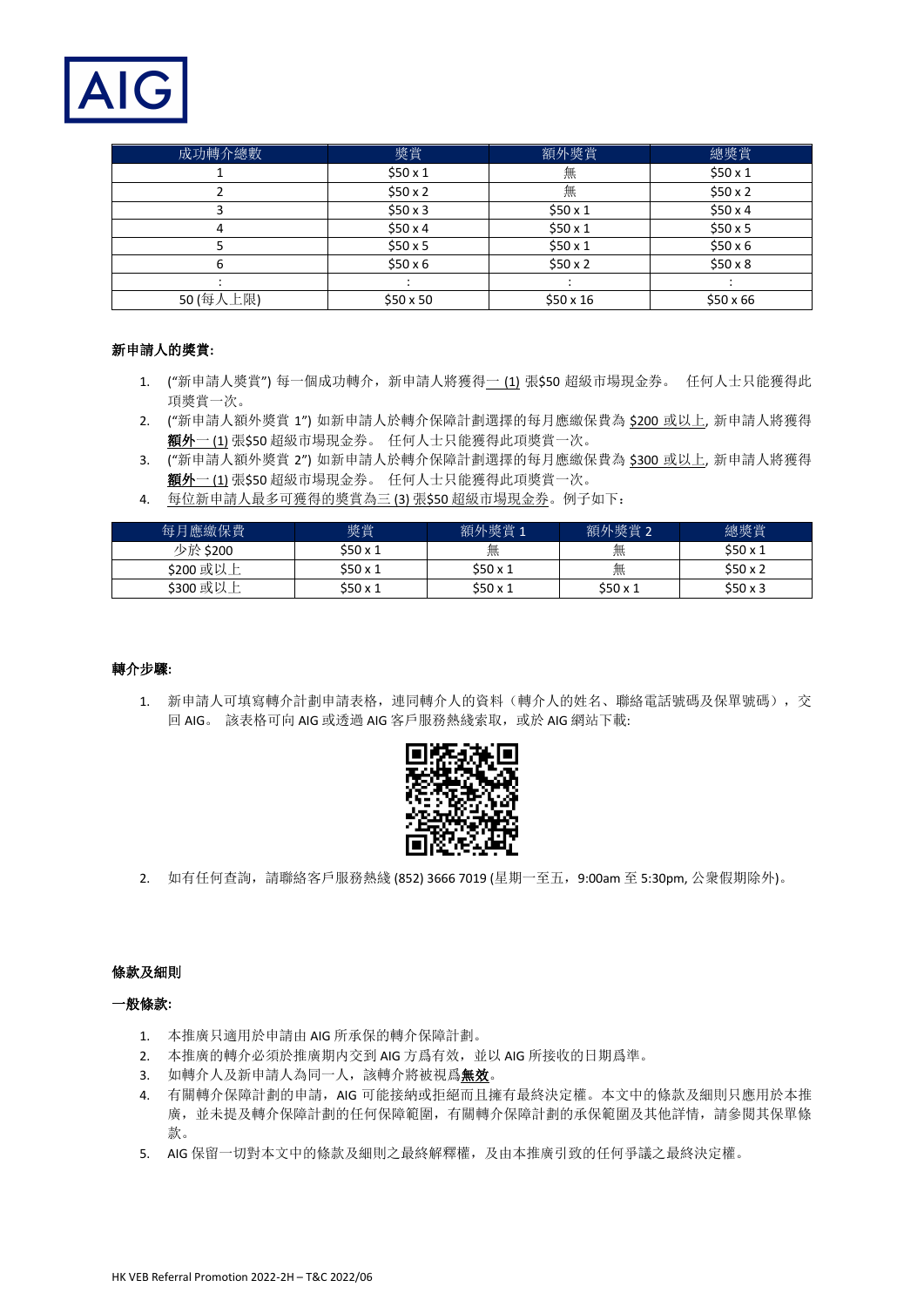| 成功轉介總數 | 獎賞 | 額外獎賞 | 總獎賞 |
|---|---|---|---|
| 1 | $50 x 1 | 無 | $50 x 1 |
| 2 | $50 x 2 | 無 | $50 x 2 |
| 3 | $50 x 3 | $50 x 1 | $50 x 4 |
| 4 | $50 x 4 | $50 x 1 | $50 x 5 |
| 5 | $50 x 5 | $50 x 1 | $50 x 6 |
| 6 | $50 x 6 | $50 x 2 | $50 x 8 |
| : | : | : | : |
| 50 (每人上限) | $50 x 50 | $50 x 16 | $50 x 66 |

**新申請人的獎賞:**

1. ("新申請人獎賞") 每一個成功轉介，新申請人將獲得一 (1) 張$50 超級市場現金券。 任何人士只能獲得此項獎賞一次。
2. ("新申請人額外獎賞 1") 如新申請人於轉介保障計劃選擇的每月應繳保費為 $200 或以上, 新申請人將獲得**額外**一 (1) 張$50 超級市場現金券。 任何人士只能獲得此項獎賞一次。
3. ("新申請人額外獎賞 2") 如新申請人於轉介保障計劃選擇的每月應繳保費為 $300 或以上, 新申請人將獲得**額外**一 (1) 張$50 超級市場現金券。 任何人士只能獲得此項獎賞一次。
4. 每位新申請人最多可獲得的獎賞為三 (3) 張$50 超級市場現金券。例子如下：

| 每月應繳保費 | 獎賞 | 額外獎賞 1 | 額外獎賞 2 | 總獎賞 |
|---|---|---|---|---|
| 少於 $200 | $50 x 1 | 無 | 無 | $50 x 1 |
| $200 或以上 | $50 x 1 | $50 x 1 | 無 | $50 x 2 |
| $300 或以上 | $50 x 1 | $50 x 1 | $50 x 1 | $50 x 3 |

**轉介步驟:**

1. 新申請人可填寫轉介計劃申請表格，連同轉介人的資料（轉介人的姓名、聯絡電話號碼及保單號碼），交回 AIG。 該表格可向 AIG 或透過 AIG 客戶服務熱綫索取，或於 AIG 網站下載:
2. 如有任何查詢，請聯絡客戶服務熱綫 (852) 3666 7019 (星期一至五，9:00am 至 5:30pm, 公衆假期除外)。

**條款及細則**

**一般條款:**

1. 本推廣只適用於申請由 AIG 所承保的轉介保障計劃。
2. 本推廣的轉介必須於推廣期內交到 AIG 方爲有效，並以 AIG 所接收的日期爲準。
3. 如轉介人及新申請人為同一人，該轉介將被視爲**無效**。
4. 有關轉介保障計劃的申請，AIG 可能接納或拒絕而且擁有最終決定權。本文中的條款及細則只應用於本推廣，並未提及轉介保障計劃的任何保障範圍，有關轉介保障計劃的承保範圍及其他詳情，請參閱其保單條款。
5. AIG 保留一切對本文中的條款及細則之最終解釋權，及由本推廣引致的任何爭議之最終決定權。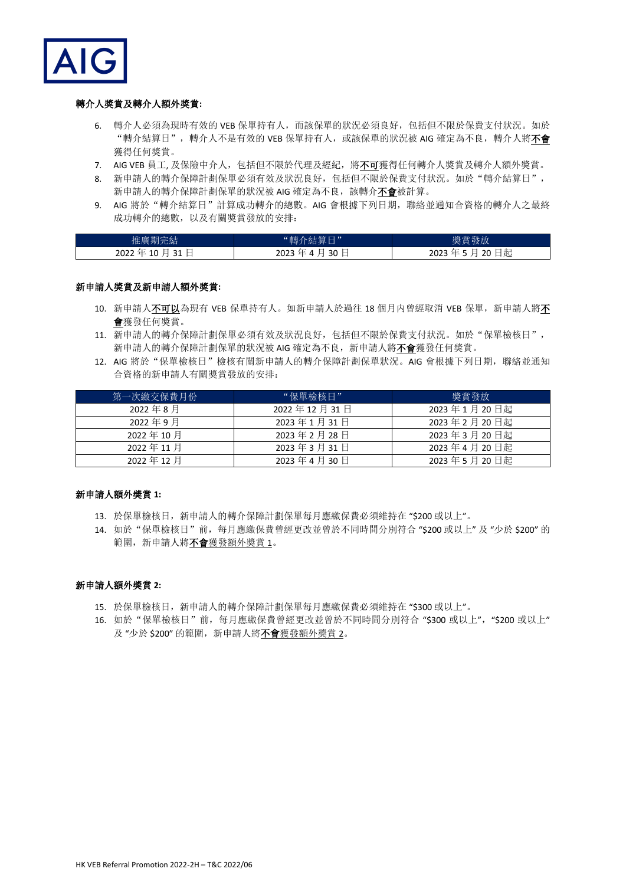**轉介人獎賞及轉介人額外獎賞:**

6. 轉介人必須為現時有效的 VEB 保單持有人，而該保單的狀況必須良好，包括但不限於保費支付狀況。如於"轉介結算日"，轉介人不是有效的 VEB 保單持有人，或該保單的狀況被 AIG 確定為不良，轉介人將<u>**不會**</u>獲得任何獎賞。
7. AIG VEB 員工, 及保險中介人，包括但不限於代理及經紀，將<u>**不可**</u>獲得任何轉介人獎賞及轉介人額外獎賞。
8. 新申請人的轉介保障計劃保單必須有效及狀況良好，包括但不限於保費支付狀況。如於"轉介結算日"，新申請人的轉介保障計劃保單的狀況被 AIG 確定為不良，該轉介<u>**不會**</u>被計算。
9. AIG 將於"轉介結算日"計算成功轉介的總數。AIG 會根據下列日期，聯絡並通知合資格的轉介人之最終成功轉介的總數，以及有關獎賞發放的安排：

| 推廣期完結 | "轉介結算日" | 獎賞發放 |
|---|---|---|
| 2022 年 10 月 31 日 | 2023 年 4 月 30 日 | 2023 年 5 月 20 日起 |

**新申請人獎賞及新申請人額外獎賞:**

10. 新申請人<u>**不可以**</u>為現有 VEB 保單持有人。如新申請人於過往 18 個月內曾經取消 VEB 保單，新申請人將<u>**不會**</u>獲發任何獎賞。
11. 新申請人的轉介保障計劃保單必須有效及狀況良好，包括但不限於保費支付狀況。如於"保單檢核日"，新申請人的轉介保障計劃保單的狀況被 AIG 確定為不良，新申請人將<u>**不會**</u>獲發任何獎賞。
12. AIG 將於"保單檢核日"檢核有關新申請人的轉介保障計劃保單狀況。AIG 會根據下列日期，聯絡並通知合資格的新申請人有關獎賞發放的安排：

| 第一次繳交保費月份 | "保單檢核日" | 獎賞發放 |
|---|---|---|
| 2022 年 8 月 | 2022 年 12 月 31 日 | 2023 年 1 月 20 日起 |
| 2022 年 9 月 | 2023 年 1 月 31 日 | 2023 年 2 月 20 日起 |
| 2022 年 10 月 | 2023 年 2 月 28 日 | 2023 年 3 月 20 日起 |
| 2022 年 11 月 | 2023 年 3 月 31 日 | 2023 年 4 月 20 日起 |
| 2022 年 12 月 | 2023 年 4 月 30 日 | 2023 年 5 月 20 日起 |

**新申請人額外獎賞 1:**

13. 於保單檢核日，新申請人的轉介保障計劃保單每月應繳保費必須維持在 "$200 或以上"。
14. 如於"保單檢核日"前，每月應繳保費曾經更改並曾於不同時間分別符合 "$200 或以上" 及 "少於 $200" 的範圍，新申請人將<u>**不會**獲發額外獎賞 1</u>。

**新申請人額外獎賞 2:**

15. 於保單檢核日，新申請人的轉介保障計劃保單每月應繳保費必須維持在 "$300 或以上"。
16. 如於"保單檢核日"前，每月應繳保費曾經更改並曾於不同時間分別符合 "$300 或以上", "$200 或以上" 及 "少於 $200" 的範圍，新申請人將<u>**不會**獲發額外獎賞 2</u>。